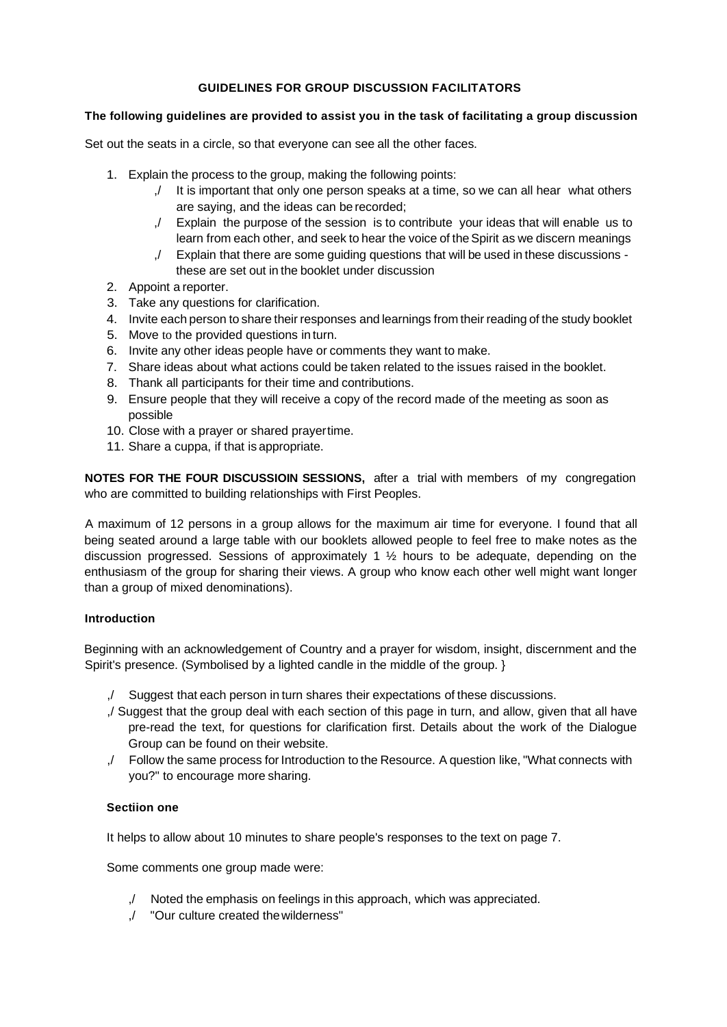**GUIDELINES FOR GROUP DISCUSSION FACILITATORS**

**The following guidelines are provided to assist you in the task of facilitating a group discussion**

Set out the seats in a circle, so that everyone can see all the other faces.

1. Explain the process to the group, making the following points:
   - ,/ It is important that only one person speaks at a time, so we can all hear what others are saying, and the ideas can be recorded;
   - ,/ Explain the purpose of the session is to contribute your ideas that will enable us to learn from each other, and seek to hear the voice of the Spirit as we discern meanings
   - ,/ Explain that there are some guiding questions that will be used in these discussions - these are set out in the booklet under discussion
2. Appoint a reporter.
3. Take any questions for clarification.
4. Invite each person to share their responses and learnings from their reading of the study booklet
5. Move to the provided questions in turn.
6. Invite any other ideas people have or comments they want to make.
7. Share ideas about what actions could be taken related to the issues raised in the booklet.
8. Thank all participants for their time and contributions.
9. Ensure people that they will receive a copy of the record made of the meeting as soon as possible
10. Close with a prayer or shared prayertime.
11. Share a cuppa, if that is appropriate.

**NOTES FOR THE FOUR DISCUSSIOIN SESSIONS,** after a trial with members of my congregation who are committed to building relationships with First Peoples.

A maximum of 12 persons in a group allows for the maximum air time for everyone. I found that all being seated around a large table with our booklets allowed people to feel free to make notes as the discussion progressed. Sessions of approximately 1 ½ hours to be adequate, depending on the enthusiasm of the group for sharing their views. A group who know each other well might want longer than a group of mixed denominations).

**Introduction**

Beginning with an acknowledgement of Country and a prayer for wisdom, insight, discernment and the Spirit's presence. (Symbolised by a lighted candle in the middle of the group. }

- ,/ Suggest that each person in turn shares their expectations of these discussions.
- ,/ Suggest that the group deal with each section of this page in turn, and allow, given that all have pre-read the text, for questions for clarification first. Details about the work of the Dialogue Group can be found on their website.
- ,/ Follow the same process for Introduction to the Resource. A question like, "What connects with you?" to encourage more sharing.

**Sectiion one**

It helps to allow about 10 minutes to share people's responses to the text on page 7.

Some comments one group made were:

- ,/ Noted the emphasis on feelings in this approach, which was appreciated.
- ,/ "Our culture created the wilderness"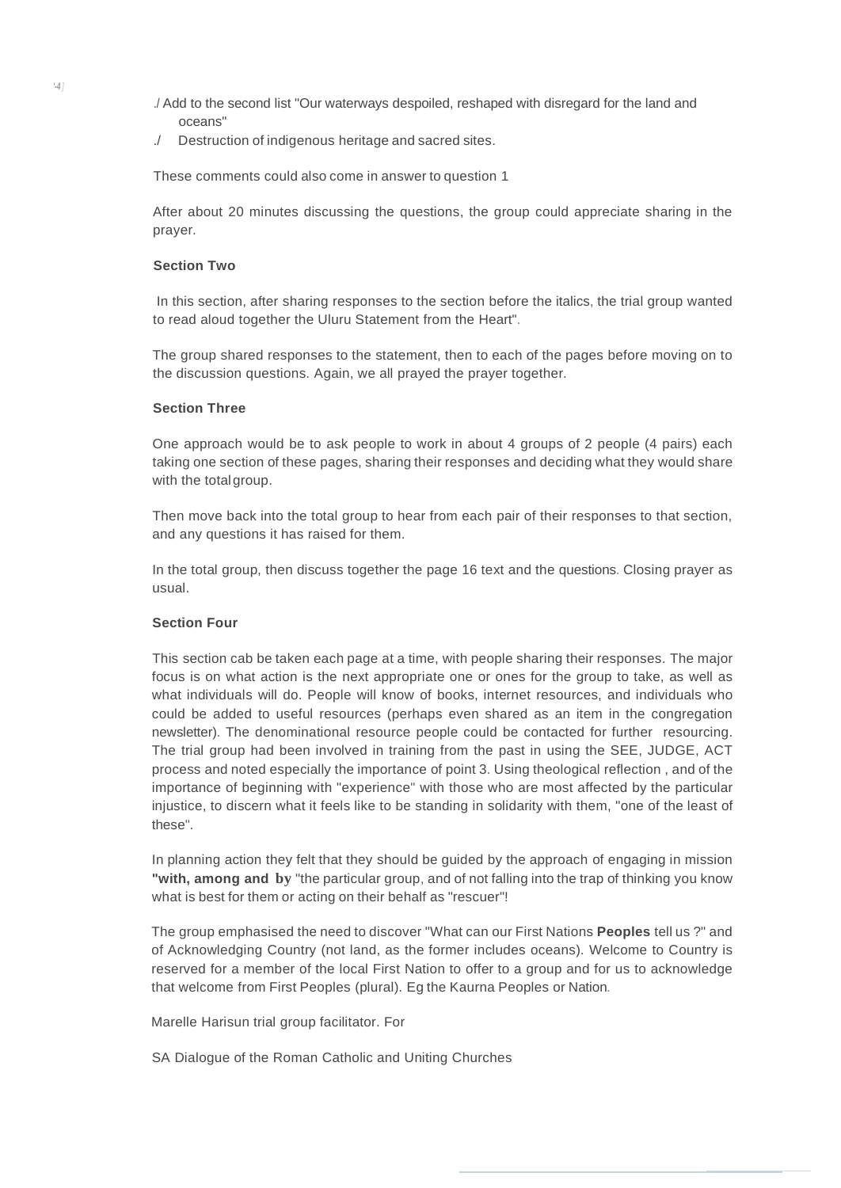./ Add to the second list "Our waterways despoiled, reshaped with disregard for the land and oceans"

./ Destruction of indigenous heritage and sacred sites.

These comments could also come in answer to question 1

After about 20 minutes discussing the questions, the group could appreciate sharing in the prayer.

**Section Two**

In this section, after sharing responses to the section before the italics, the trial group wanted to read aloud together the Uluru Statement from the Heart".

The group shared responses to the statement, then to each of the pages before moving on to the discussion questions. Again, we all prayed the prayer together.

**Section Three**

One approach would be to ask people to work in about 4 groups of 2 people (4 pairs) each taking one section of these pages, sharing their responses and deciding what they would share with the total group.

Then move back into the total group to hear from each pair of their responses to that section, and any questions it has raised for them.

In the total group, then discuss together the page 16 text and the questions. Closing prayer as usual.

**Section Four**

This section cab be taken each page at a time, with people sharing their responses. The major focus is on what action is the next appropriate one or ones for the group to take, as well as what individuals will do. People will know of books, internet resources, and individuals who could be added to useful resources (perhaps even shared as an item in the congregation newsletter). The denominational resource people could be contacted for further resourcing. The trial group had been involved in training from the past in using the SEE, JUDGE, ACT process and noted especially the importance of point 3. Using theological reflection , and of the importance of beginning with "experience" with those who are most affected by the particular injustice, to discern what it feels like to be standing in solidarity with them, "one of the least of these".

In planning action they felt that they should be guided by the approach of engaging in mission **"with, among and by** "the particular group, and of not falling into the trap of thinking you know what is best for them or acting on their behalf as "rescuer"!

The group emphasised the need to discover "What can our First Nations **Peoples** tell us ?" and of Acknowledging Country (not land, as the former includes oceans). Welcome to Country is reserved for a member of the local First Nation to offer to a group and for us to acknowledge that welcome from First Peoples (plural). Eg the Kaurna Peoples or Nation.

Marelle Harisun trial group facilitator. For

SA Dialogue of the Roman Catholic and Uniting Churches